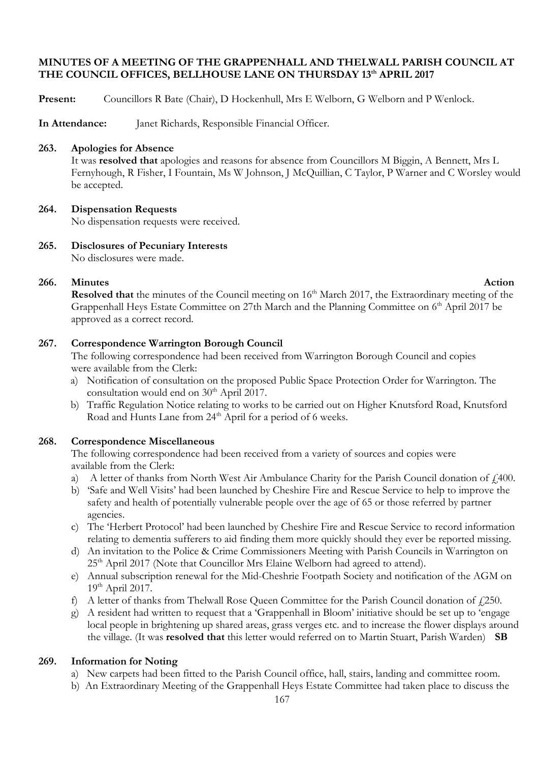**MINUTES OF A MEETING OF THE GRAPPENHALL AND THELWALL PARISH COUNCIL AT THE COUNCIL OFFICES, BELLHOUSE LANE ON THURSDAY 13th APRIL 2017**

**Present:** Councillors R Bate (Chair), D Hockenhull, Mrs E Welborn, G Welborn and P Wenlock.

**In Attendance:** Janet Richards, Responsible Financial Officer.

**263. Apologies for Absence**

It was **resolved that** apologies and reasons for absence from Councillors M Biggin, A Bennett, Mrs L Fernyhough, R Fisher, I Fountain, Ms W Johnson, J McQuillian, C Taylor, P Warner and C Worsley would be accepted.

**264. Dispensation Requests**

No dispensation requests were received.

**265. Disclosures of Pecuniary Interests**

No disclosures were made.

**266. Minutes** **Action**

**Resolved that** the minutes of the Council meeting on 16th March 2017, the Extraordinary meeting of the Grappenhall Heys Estate Committee on 27th March and the Planning Committee on 6th April 2017 be approved as a correct record.

**267. Correspondence Warrington Borough Council**

The following correspondence had been received from Warrington Borough Council and copies were available from the Clerk:

a) Notification of consultation on the proposed Public Space Protection Order for Warrington. The consultation would end on 30th April 2017.
b) Traffic Regulation Notice relating to works to be carried out on Higher Knutsford Road, Knutsford Road and Hunts Lane from 24th April for a period of 6 weeks.

**268. Correspondence Miscellaneous**

The following correspondence had been received from a variety of sources and copies were available from the Clerk:

a) A letter of thanks from North West Air Ambulance Charity for the Parish Council donation of £400.
b) 'Safe and Well Visits' had been launched by Cheshire Fire and Rescue Service to help to improve the safety and health of potentially vulnerable people over the age of 65 or those referred by partner agencies.
c) The 'Herbert Protocol' had been launched by Cheshire Fire and Rescue Service to record information relating to dementia sufferers to aid finding them more quickly should they ever be reported missing.
d) An invitation to the Police & Crime Commissioners Meeting with Parish Councils in Warrington on 25th April 2017 (Note that Councillor Mrs Elaine Welborn had agreed to attend).
e) Annual subscription renewal for the Mid-Cheshrie Footpath Society and notification of the AGM on 19th April 2017.
f) A letter of thanks from Thelwall Rose Queen Committee for the Parish Council donation of £250.
g) A resident had written to request that a 'Grappenhall in Bloom' initiative should be set up to 'engage local people in brightening up shared areas, grass verges etc. and to increase the flower displays around the village. (It was **resolved that** this letter would referred on to Martin Stuart, Parish Warden) **SB**

**269. Information for Noting**

a) New carpets had been fitted to the Parish Council office, hall, stairs, landing and committee room.
b) An Extraordinary Meeting of the Grappenhall Heys Estate Committee had taken place to discuss the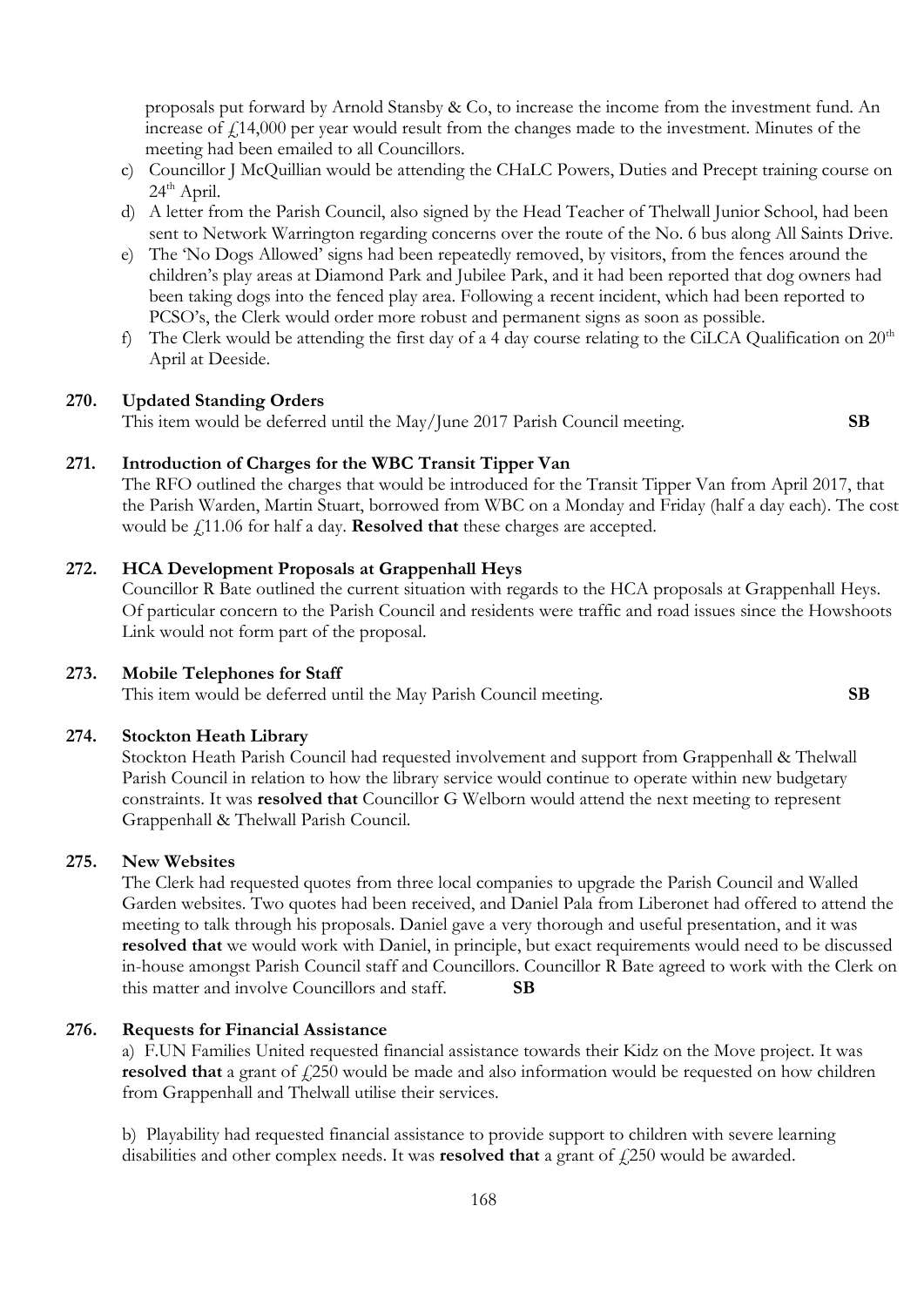proposals put forward by Arnold Stansby & Co, to increase the income from the investment fund. An increase of £14,000 per year would result from the changes made to the investment. Minutes of the meeting had been emailed to all Councillors.

c) Councillor J McQuillian would be attending the CHaLC Powers, Duties and Precept training course on 24th April.

d) A letter from the Parish Council, also signed by the Head Teacher of Thelwall Junior School, had been sent to Network Warrington regarding concerns over the route of the No. 6 bus along All Saints Drive.

e) The 'No Dogs Allowed' signs had been repeatedly removed, by visitors, from the fences around the children's play areas at Diamond Park and Jubilee Park, and it had been reported that dog owners had been taking dogs into the fenced play area. Following a recent incident, which had been reported to PCSO's, the Clerk would order more robust and permanent signs as soon as possible.

f) The Clerk would be attending the first day of a 4 day course relating to the CiLCA Qualification on 20th April at Deeside.

**270. Updated Standing Orders**

This item would be deferred until the May/June 2017 Parish Council meeting. **SB**

**271. Introduction of Charges for the WBC Transit Tipper Van**

The RFO outlined the charges that would be introduced for the Transit Tipper Van from April 2017, that the Parish Warden, Martin Stuart, borrowed from WBC on a Monday and Friday (half a day each). The cost would be £11.06 for half a day. **Resolved that** these charges are accepted.

**272. HCA Development Proposals at Grappenhall Heys**

Councillor R Bate outlined the current situation with regards to the HCA proposals at Grappenhall Heys. Of particular concern to the Parish Council and residents were traffic and road issues since the Howshoots Link would not form part of the proposal.

**273. Mobile Telephones for Staff**

This item would be deferred until the May Parish Council meeting. **SB**

**274. Stockton Heath Library**

Stockton Heath Parish Council had requested involvement and support from Grappenhall & Thelwall Parish Council in relation to how the library service would continue to operate within new budgetary constraints. It was **resolved that** Councillor G Welborn would attend the next meeting to represent Grappenhall & Thelwall Parish Council.

**275. New Websites**

The Clerk had requested quotes from three local companies to upgrade the Parish Council and Walled Garden websites. Two quotes had been received, and Daniel Pala from Liberonet had offered to attend the meeting to talk through his proposals. Daniel gave a very thorough and useful presentation, and it was **resolved that** we would work with Daniel, in principle, but exact requirements would need to be discussed in-house amongst Parish Council staff and Councillors. Councillor R Bate agreed to work with the Clerk on this matter and involve Councillors and staff. **SB**

**276. Requests for Financial Assistance**

a) F.UN Families United requested financial assistance towards their Kidz on the Move project. It was **resolved that** a grant of £250 would be made and also information would be requested on how children from Grappenhall and Thelwall utilise their services.

b) Playability had requested financial assistance to provide support to children with severe learning disabilities and other complex needs. It was **resolved that** a grant of £250 would be awarded.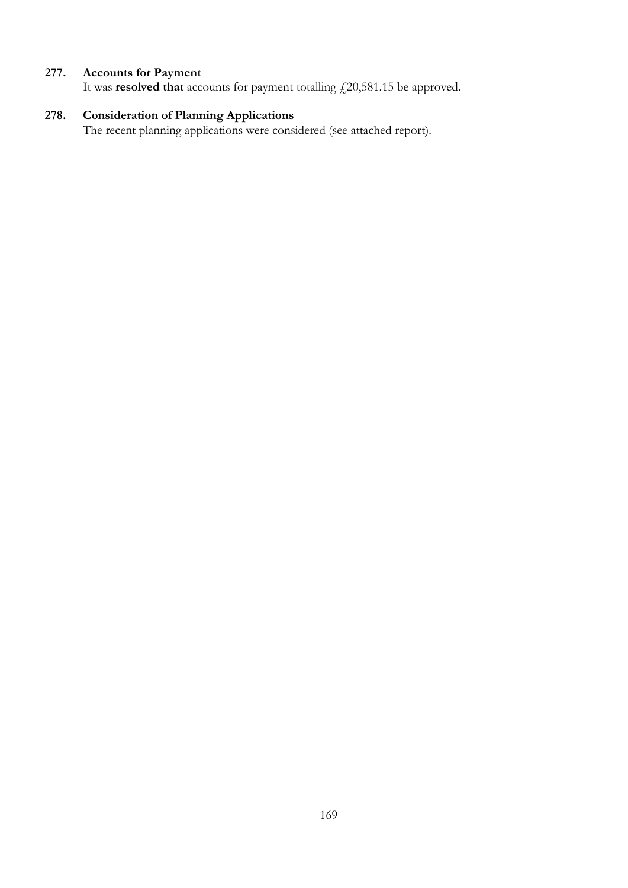**277. Accounts for Payment**

It was **resolved that** accounts for payment totalling £20,581.15 be approved.

**278. Consideration of Planning Applications**

The recent planning applications were considered (see attached report).